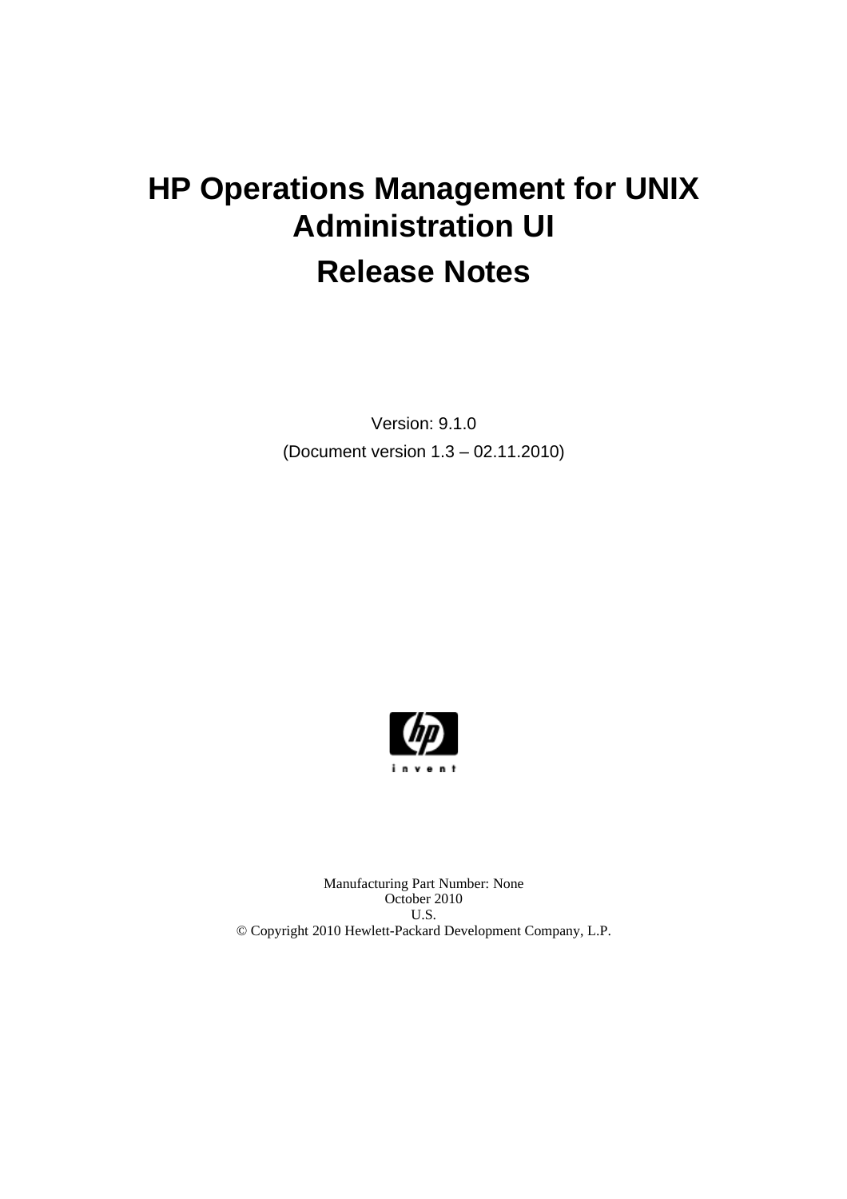# HP Operations Management for UNIX Administration UI

# Release Notes

Version: 9.1.0

(Document version 1.3 – 02.11.2010)

Manufacturing Part Number: None
October 2010
U.S.
© Copyright 2010 Hewlett-Packard Development Company, L.P.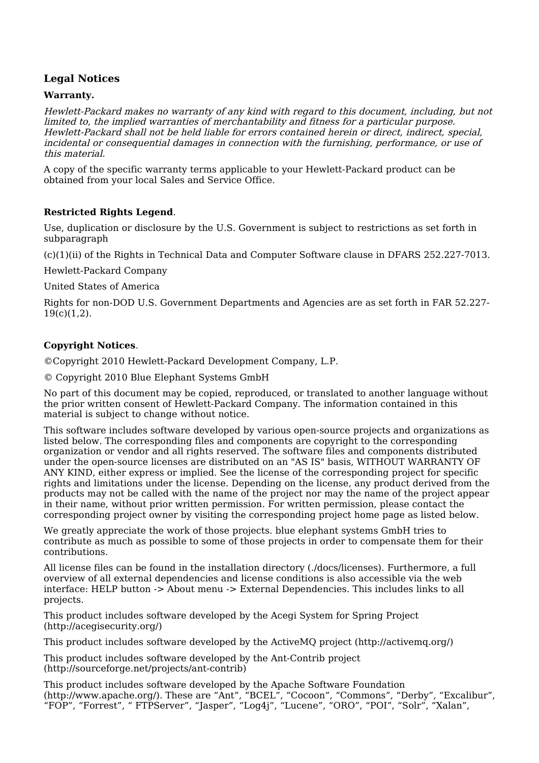## Legal Notices

**Warranty.**

*Hewlett-Packard makes no warranty of any kind with regard to this document, including, but not limited to, the implied warranties of merchantability and fitness for a particular purpose. Hewlett-Packard shall not be held liable for errors contained herein or direct, indirect, special, incidental or consequential damages in connection with the furnishing, performance, or use of this material.*

A copy of the specific warranty terms applicable to your Hewlett-Packard product can be obtained from your local Sales and Service Office.

**Restricted Rights Legend**.

Use, duplication or disclosure by the U.S. Government is subject to restrictions as set forth in subparagraph

(c)(1)(ii) of the Rights in Technical Data and Computer Software clause in DFARS 252.227-7013.

Hewlett-Packard Company

United States of America

Rights for non-DOD U.S. Government Departments and Agencies are as set forth in FAR 52.227-19(c)(1,2).

**Copyright Notices**.

©Copyright 2010 Hewlett-Packard Development Company, L.P.

© Copyright 2010 Blue Elephant Systems GmbH

No part of this document may be copied, reproduced, or translated to another language without the prior written consent of Hewlett-Packard Company. The information contained in this material is subject to change without notice.

This software includes software developed by various open-source projects and organizations as listed below. The corresponding files and components are copyright to the corresponding organization or vendor and all rights reserved. The software files and components distributed under the open-source licenses are distributed on an "AS IS" basis, WITHOUT WARRANTY OF ANY KIND, either express or implied. See the license of the corresponding project for specific rights and limitations under the license. Depending on the license, any product derived from the products may not be called with the name of the project nor may the name of the project appear in their name, without prior written permission. For written permission, please contact the corresponding project owner by visiting the corresponding project home page as listed below.

We greatly appreciate the work of those projects. blue elephant systems GmbH tries to contribute as much as possible to some of those projects in order to compensate them for their contributions.

All license files can be found in the installation directory (./docs/licenses). Furthermore, a full overview of all external dependencies and license conditions is also accessible via the web interface: HELP button -> About menu -> External Dependencies. This includes links to all projects.

This product includes software developed by the Acegi System for Spring Project (http://acegisecurity.org/)

This product includes software developed by the ActiveMQ project (http://activemq.org/)

This product includes software developed by the Ant-Contrib project (http://sourceforge.net/projects/ant-contrib)

This product includes software developed by the Apache Software Foundation (http://www.apache.org/). These are “Ant”, “BCEL”, “Cocoon”, “Commons”, “Derby”, “Excalibur”, “FOP”, “Forrest”, “ FTPServer”, “Jasper”, “Log4j”, “Lucene”, “ORO”, “POI”, “Solr”, “Xalan”,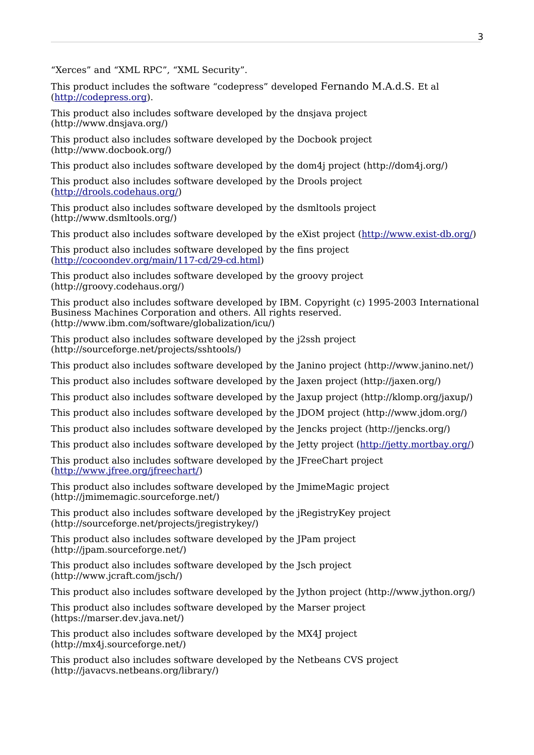“Xerces” and “XML RPC”, “XML Security”.

This product includes the software “codepress” developed Fernando M.A.d.S. Et al (http://codepress.org).

This product also includes software developed by the dnsjava project (http://www.dnsjava.org/)

This product also includes software developed by the Docbook project (http://www.docbook.org/)

This product also includes software developed by the dom4j project (http://dom4j.org/)

This product also includes software developed by the Drools project (http://drools.codehaus.org/)

This product also includes software developed by the dsmltools project (http://www.dsmltools.org/)

This product also includes software developed by the eXist project (http://www.exist-db.org/)

This product also includes software developed by the fins project (http://cocoondev.org/main/117-cd/29-cd.html)

This product also includes software developed by the groovy project (http://groovy.codehaus.org/)

This product also includes software developed by IBM. Copyright (c) 1995-2003 International Business Machines Corporation and others. All rights reserved. (http://www.ibm.com/software/globalization/icu/)

This product also includes software developed by the j2ssh project (http://sourceforge.net/projects/sshtools/)

This product also includes software developed by the Janino project (http://www.janino.net/)

This product also includes software developed by the Jaxen project (http://jaxen.org/)

This product also includes software developed by the Jaxup project (http://klomp.org/jaxup/)

This product also includes software developed by the JDOM project (http://www.jdom.org/)

This product also includes software developed by the Jencks project (http://jencks.org/)

This product also includes software developed by the Jetty project (http://jetty.mortbay.org/)

This product also includes software developed by the JFreeChart project (http://www.jfree.org/jfreechart/)

This product also includes software developed by the JmimeMagic project (http://jmimemagic.sourceforge.net/)

This product also includes software developed by the jRegistryKey project (http://sourceforge.net/projects/jregistrykey/)

This product also includes software developed by the JPam project (http://jpam.sourceforge.net/)

This product also includes software developed by the Jsch project (http://www.jcraft.com/jsch/)

This product also includes software developed by the Jython project (http://www.jython.org/)

This product also includes software developed by the Marser project (https://marser.dev.java.net/)

This product also includes software developed by the MX4J project (http://mx4j.sourceforge.net/)

This product also includes software developed by the Netbeans CVS project (http://javacvs.netbeans.org/library/)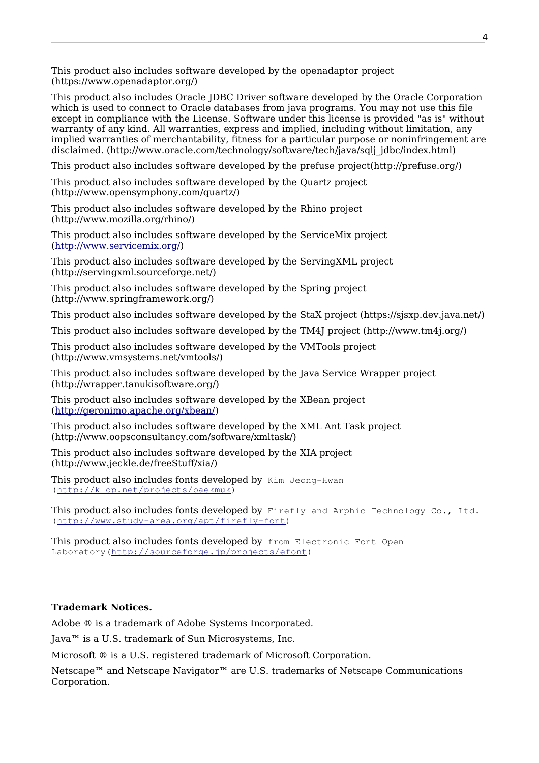This product also includes software developed by the openadaptor project (https://www.openadaptor.org/)

This product also includes Oracle JDBC Driver software developed by the Oracle Corporation which is used to connect to Oracle databases from java programs. You may not use this file except in compliance with the License. Software under this license is provided "as is" without warranty of any kind. All warranties, express and implied, including without limitation, any implied warranties of merchantability, fitness for a particular purpose or noninfringement are disclaimed. (http://www.oracle.com/technology/software/tech/java/sqlj_jdbc/index.html)

This product also includes software developed by the prefuse project(http://prefuse.org/)

This product also includes software developed by the Quartz project (http://www.opensymphony.com/quartz/)

This product also includes software developed by the Rhino project (http://www.mozilla.org/rhino/)

This product also includes software developed by the ServiceMix project (http://www.servicemix.org/)

This product also includes software developed by the ServingXML project (http://servingxml.sourceforge.net/)

This product also includes software developed by the Spring project (http://www.springframework.org/)

This product also includes software developed by the StaX project (https://sjsxp.dev.java.net/)

This product also includes software developed by the TM4J project (http://www.tm4j.org/)

This product also includes software developed by the VMTools project (http://www.vmsystems.net/vmtools/)

This product also includes software developed by the Java Service Wrapper project (http://wrapper.tanukisoftware.org/)

This product also includes software developed by the XBean project (http://geronimo.apache.org/xbean/)

This product also includes software developed by the XML Ant Task project (http://www.oopsconsultancy.com/software/xmltask/)

This product also includes software developed by the XIA project (http://www.jeckle.de/freeStuff/xia/)

This product also includes fonts developed by Kim Jeong-Hwan (http://kldp.net/projects/baekmuk)

This product also includes fonts developed by Firefly and Arphic Technology Co., Ltd. (http://www.study-area.org/apt/firefly-font)

This product also includes fonts developed by from Electronic Font Open Laboratory(http://sourceforge.jp/projects/efont)

**Trademark Notices.**

Adobe ® is a trademark of Adobe Systems Incorporated.

Java™ is a U.S. trademark of Sun Microsystems, Inc.

Microsoft ® is a U.S. registered trademark of Microsoft Corporation.

Netscape™ and Netscape Navigator™ are U.S. trademarks of Netscape Communications Corporation.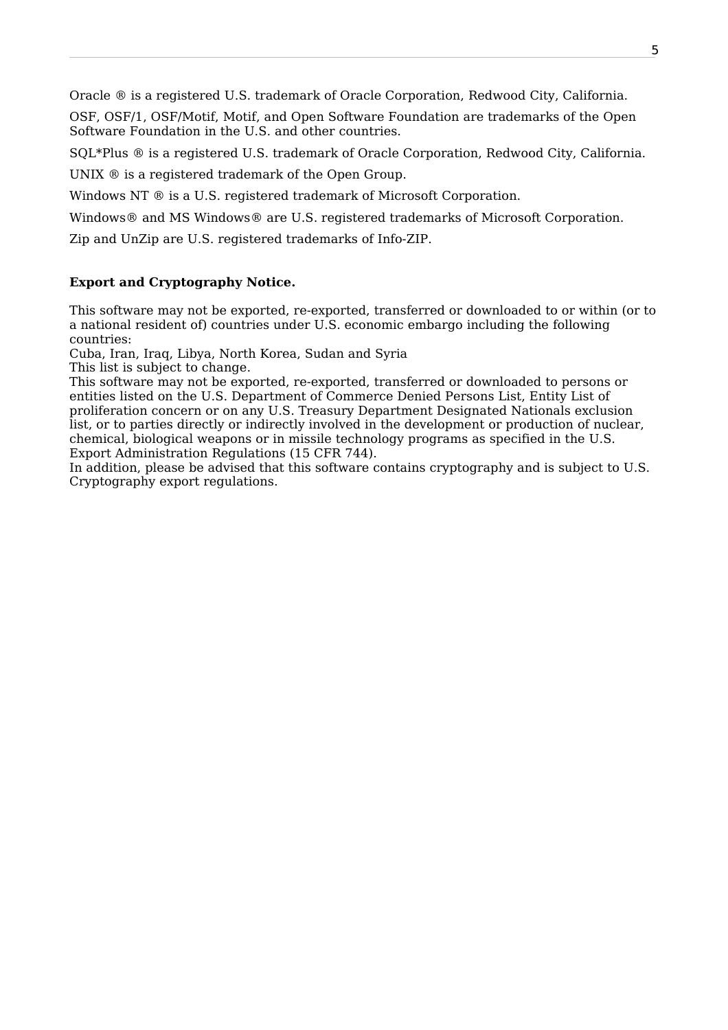Oracle ® is a registered U.S. trademark of Oracle Corporation, Redwood City, California.

OSF, OSF/1, OSF/Motif, Motif, and Open Software Foundation are trademarks of the Open Software Foundation in the U.S. and other countries.

SQL*Plus ® is a registered U.S. trademark of Oracle Corporation, Redwood City, California.

UNIX ® is a registered trademark of the Open Group.

Windows NT ® is a U.S. registered trademark of Microsoft Corporation.

Windows® and MS Windows® are U.S. registered trademarks of Microsoft Corporation.

Zip and UnZip are U.S. registered trademarks of Info-ZIP.

**Export and Cryptography Notice.**

This software may not be exported, re-exported, transferred or downloaded to or within (or to a national resident of) countries under U.S. economic embargo including the following countries:
Cuba, Iran, Iraq, Libya, North Korea, Sudan and Syria
This list is subject to change.
This software may not be exported, re-exported, transferred or downloaded to persons or entities listed on the U.S. Department of Commerce Denied Persons List, Entity List of proliferation concern or on any U.S. Treasury Department Designated Nationals exclusion list, or to parties directly or indirectly involved in the development or production of nuclear, chemical, biological weapons or in missile technology programs as specified in the U.S. Export Administration Regulations (15 CFR 744).
In addition, please be advised that this software contains cryptography and is subject to U.S. Cryptography export regulations.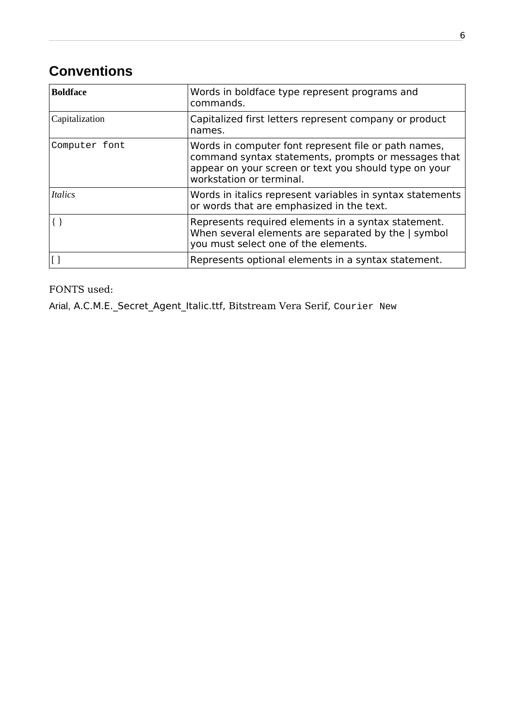## Conventions

| | |
|---|---|
| **Boldface** | Words in boldface type represent programs and commands. |
| Capitalization | Capitalized first letters represent company or product names. |
| `Computer font` | Words in computer font represent file or path names, command syntax statements, prompts or messages that appear on your screen or text you should type on your workstation or terminal. |
| *Italics* | Words in italics represent variables in syntax statements or words that are emphasized in the text. |
| { } | Represents required elements in a syntax statement. When several elements are separated by the \| symbol you must select one of the elements. |
| [ ] | Represents optional elements in a syntax statement. |

FONTS used:

Arial, A.C.M.E._Secret_Agent_Italic.ttf, Bitstream Vera Serif, `Courier New`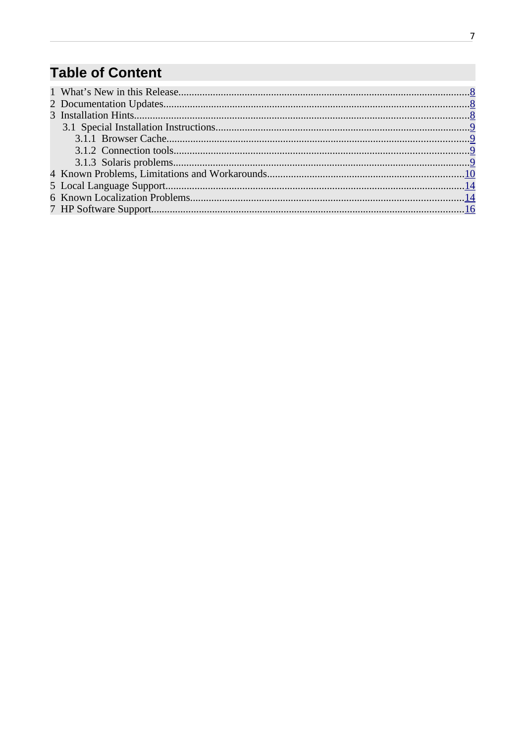# Table of Content

1 What's New in this Release....8
2 Documentation Updates....8
3 Installation Hints....8
  3.1 Special Installation Instructions....9
    3.1.1 Browser Cache....9
    3.1.2 Connection tools....9
    3.1.3 Solaris problems....9
4 Known Problems, Limitations and Workarounds....10
5 Local Language Support....14
6 Known Localization Problems....14
7 HP Software Support....16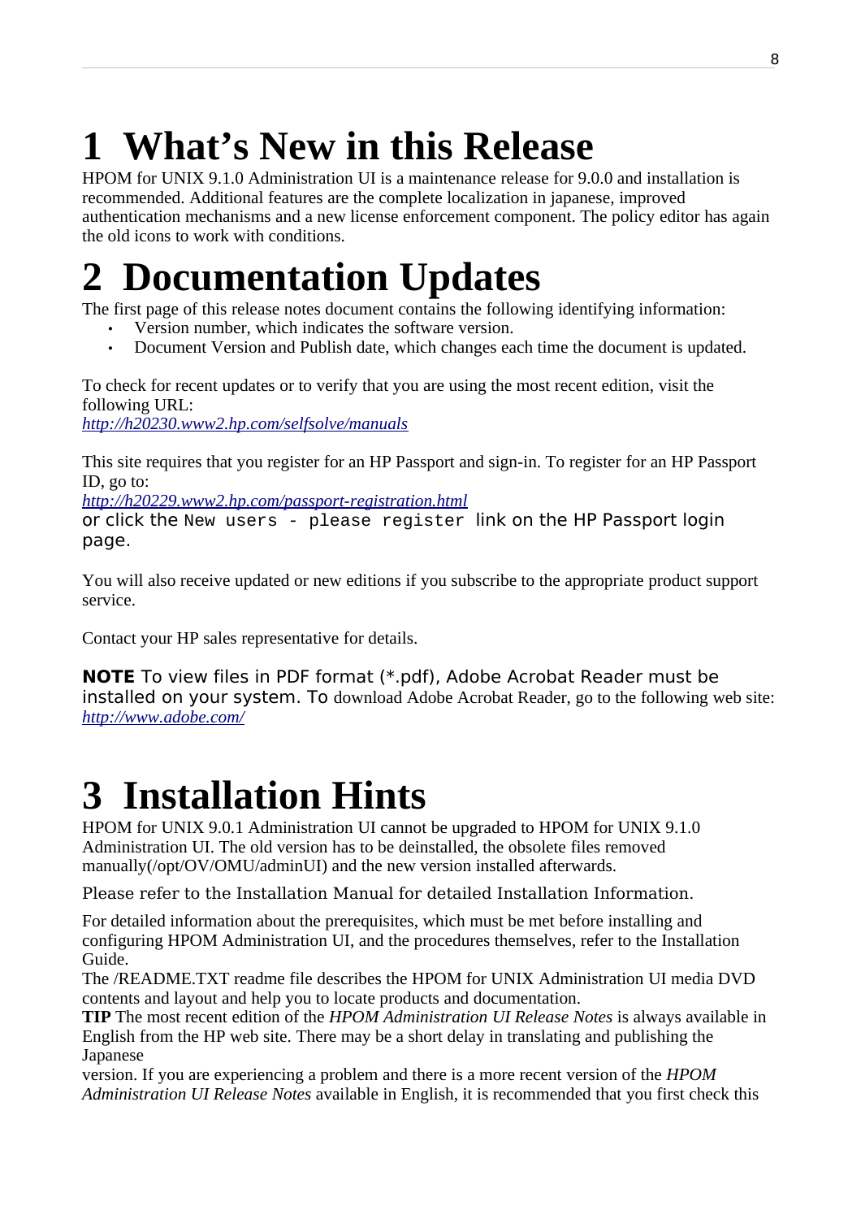# 1 What's New in this Release

HPOM for UNIX 9.1.0 Administration UI is a maintenance release for 9.0.0 and installation is recommended. Additional features are the complete localization in japanese, improved authentication mechanisms and a new license enforcement component. The policy editor has again the old icons to work with conditions.

# 2 Documentation Updates

The first page of this release notes document contains the following identifying information:

- Version number, which indicates the software version.
- Document Version and Publish date, which changes each time the document is updated.

To check for recent updates or to verify that you are using the most recent edition, visit the following URL:
*http://h20230.www2.hp.com/selfsolve/manuals*

This site requires that you register for an HP Passport and sign-in. To register for an HP Passport ID, go to:
*http://h20229.www2.hp.com/passport-registration.html*
or click the `New users - please register` link on the HP Passport login page.

You will also receive updated or new editions if you subscribe to the appropriate product support service.

Contact your HP sales representative for details.

**NOTE** To view files in PDF format (*.pdf), Adobe Acrobat Reader must be installed on your system. To download Adobe Acrobat Reader, go to the following web site:
*http://www.adobe.com/*

# 3 Installation Hints

HPOM for UNIX 9.0.1 Administration UI cannot be upgraded to HPOM for UNIX 9.1.0 Administration UI. The old version has to be deinstalled, the obsolete files removed manually(/opt/OV/OMU/adminUI) and the new version installed afterwards.

Please refer to the Installation Manual for detailed Installation Information.

For detailed information about the prerequisites, which must be met before installing and configuring HPOM Administration UI, and the procedures themselves, refer to the Installation Guide.
The /README.TXT readme file describes the HPOM for UNIX Administration UI media DVD contents and layout and help you to locate products and documentation.
**TIP** The most recent edition of the *HPOM Administration UI Release Notes* is always available in English from the HP web site. There may be a short delay in translating and publishing the Japanese
version. If you are experiencing a problem and there is a more recent version of the *HPOM Administration UI Release Notes* available in English, it is recommended that you first check this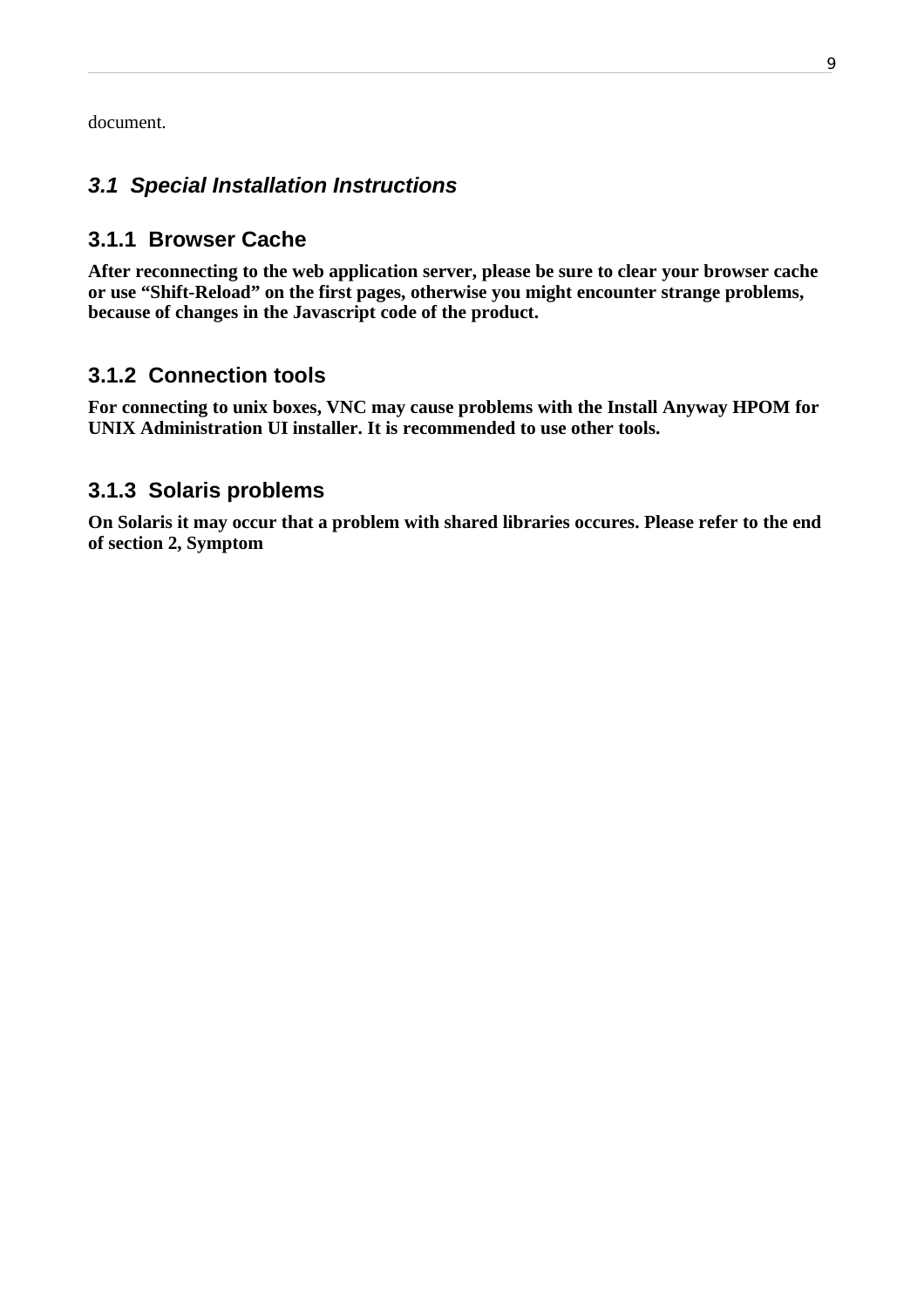document.

## *3.1 Special Installation Instructions*

### 3.1.1 Browser Cache

**After reconnecting to the web application server, please be sure to clear your browser cache or use "Shift-Reload" on the first pages, otherwise you might encounter strange problems, because of changes in the Javascript code of the product.**

### 3.1.2 Connection tools

**For connecting to unix boxes, VNC may cause problems with the Install Anyway HPOM for UNIX Administration UI installer. It is recommended to use other tools.**

### 3.1.3 Solaris problems

**On Solaris it may occur that a problem with shared libraries occures. Please refer to the end of section 2, Symptom**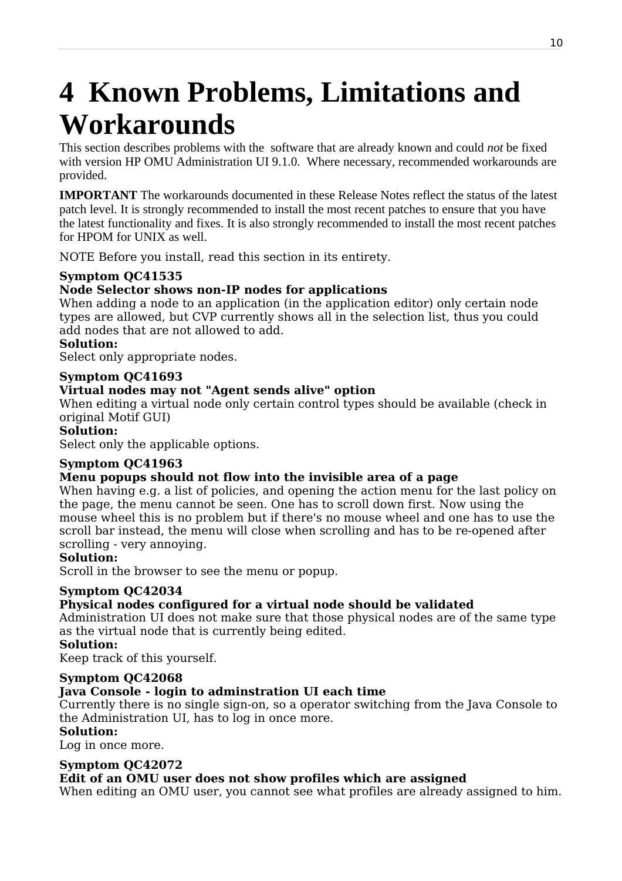# 4 Known Problems, Limitations and Workarounds

This section describes problems with the  software that are already known and could *not* be fixed with version HP OMU Administration UI 9.1.0.  Where necessary, recommended workarounds are provided.

**IMPORTANT** The workarounds documented in these Release Notes reflect the status of the latest patch level. It is strongly recommended to install the most recent patches to ensure that you have the latest functionality and fixes. It is also strongly recommended to install the most recent patches for HPOM for UNIX as well.

NOTE Before you install, read this section in its entirety.

**Symptom QC41535**
**Node Selector shows non-IP nodes for applications**
When adding a node to an application (in the application editor) only certain node types are allowed, but CVP currently shows all in the selection list, thus you could add nodes that are not allowed to add.
**Solution:**
Select only appropriate nodes.

**Symptom QC41693**
**Virtual nodes may not "Agent sends alive" option**
When editing a virtual node only certain control types should be available (check in original Motif GUI)
**Solution:**
Select only the applicable options.

**Symptom QC41963**
**Menu popups should not flow into the invisible area of a page**
When having e.g. a list of policies, and opening the action menu for the last policy on the page, the menu cannot be seen. One has to scroll down first. Now using the mouse wheel this is no problem but if there's no mouse wheel and one has to use the scroll bar instead, the menu will close when scrolling and has to be re-opened after scrolling - very annoying.
**Solution:**
Scroll in the browser to see the menu or popup.

**Symptom QC42034**
**Physical nodes configured for a virtual node should be validated**
Administration UI does not make sure that those physical nodes are of the same type as the virtual node that is currently being edited.
**Solution:**
Keep track of this yourself.

**Symptom QC42068**
**Java Console - login to adminstration UI each time**
Currently there is no single sign-on, so a operator switching from the Java Console to the Administration UI, has to log in once more.
**Solution:**
Log in once more.

**Symptom QC42072**
**Edit of an OMU user does not show profiles which are assigned**
When editing an OMU user, you cannot see what profiles are already assigned to him.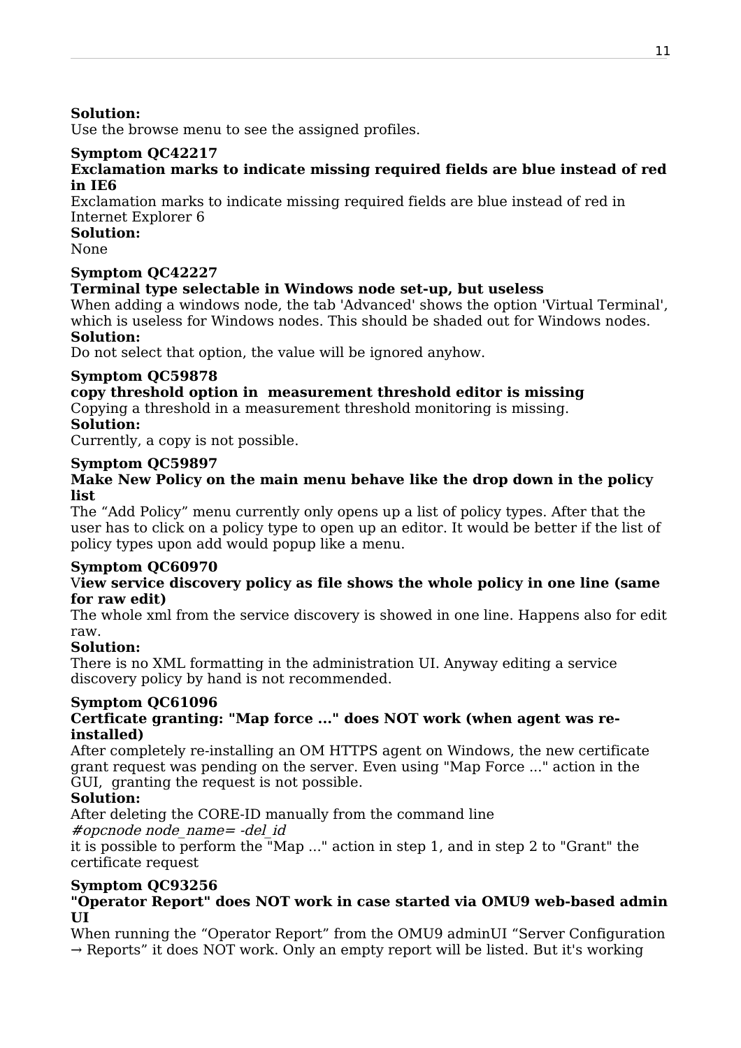**Solution:**
Use the browse menu to see the assigned profiles.

**Symptom QC42217**
**Exclamation marks to indicate missing required fields are blue instead of red in IE6**
Exclamation marks to indicate missing required fields are blue instead of red in Internet Explorer 6
**Solution:**
None

**Symptom QC42227**
**Terminal type selectable in Windows node set-up, but useless**
When adding a windows node, the tab 'Advanced' shows the option 'Virtual Terminal', which is useless for Windows nodes. This should be shaded out for Windows nodes.
**Solution:**
Do not select that option, the value will be ignored anyhow.

**Symptom QC59878**
**copy threshold option in measurement threshold editor is missing**
Copying a threshold in a measurement threshold monitoring is missing.
**Solution:**
Currently, a copy is not possible.

**Symptom QC59897**
**Make New Policy on the main menu behave like the drop down in the policy list**
The “Add Policy” menu currently only opens up a list of policy types. After that the user has to click on a policy type to open up an editor. It would be better if the list of policy types upon add would popup like a menu.

**Symptom QC60970**
**View service discovery policy as file shows the whole policy in one line (same for raw edit)**
The whole xml from the service discovery is showed in one line. Happens also for edit raw.
**Solution:**
There is no XML formatting in the administration UI. Anyway editing a service discovery policy by hand is not recommended.

**Symptom QC61096**
**Certficate granting: "Map force ..." does NOT work (when agent was re-installed)**
After completely re-installing an OM HTTPS agent on Windows, the new certificate grant request was pending on the server. Even using "Map Force ..." action in the GUI, granting the request is not possible.
**Solution:**
After deleting the CORE-ID manually from the command line
*#opcnode node_name= -del_id*
it is possible to perform the "Map ..." action in step 1, and in step 2 to "Grant" the certificate request

**Symptom QC93256**
**"Operator Report" does NOT work in case started via OMU9 web-based admin UI**
When running the “Operator Report” from the OMU9 adminUI “Server Configuration → Reports” it does NOT work. Only an empty report will be listed. But it's working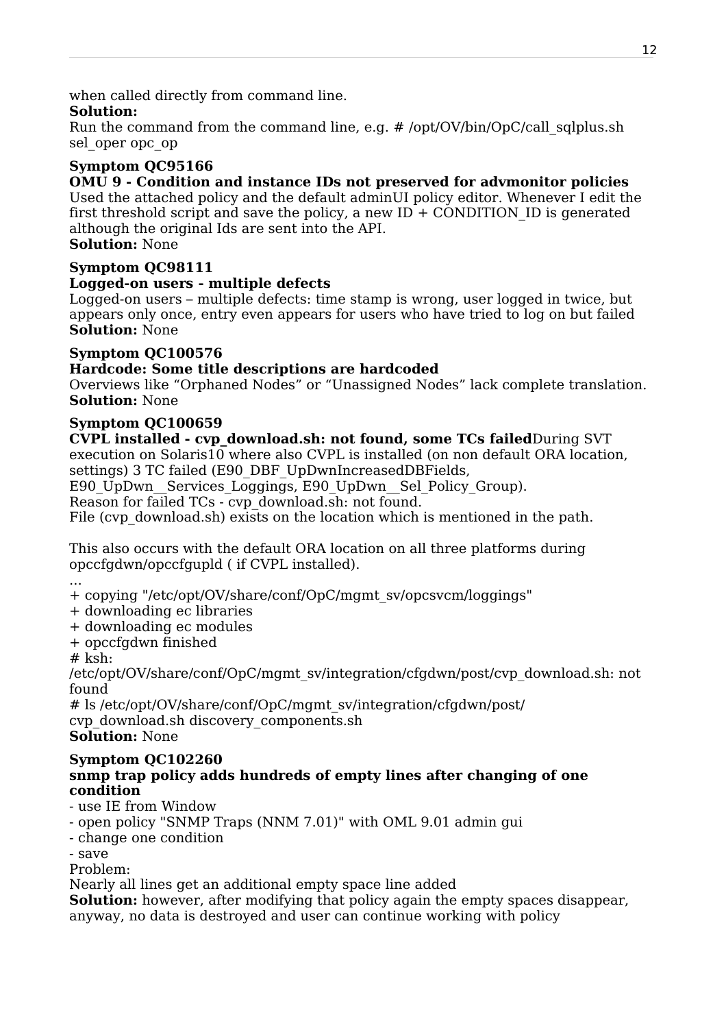when called directly from command line.
**Solution:**
Run the command from the command line, e.g. # /opt/OV/bin/OpC/call_sqlplus.sh sel_oper opc_op

**Symptom QC95166**
**OMU 9 - Condition and instance IDs not preserved for advmonitor policies**
Used the attached policy and the default adminUI policy editor. Whenever I edit the first threshold script and save the policy, a new ID + CONDITION_ID is generated although the original Ids are sent into the API.
**Solution:** None

**Symptom QC98111**
**Logged-on users - multiple defects**
Logged-on users – multiple defects: time stamp is wrong, user logged in twice, but appears only once, entry even appears for users who have tried to log on but failed
**Solution:** None

**Symptom QC100576**
**Hardcode: Some title descriptions are hardcoded**
Overviews like "Orphaned Nodes" or "Unassigned Nodes" lack complete translation.
**Solution:** None

**Symptom QC100659**
**CVPL installed - cvp_download.sh: not found, some TCs failed**During SVT execution on Solaris10 where also CVPL is installed (on non default ORA location, settings) 3 TC failed (E90_DBF_UpDwnIncreasedDBFields, E90_UpDwn__Services_Loggings, E90_UpDwn__Sel_Policy_Group).
Reason for failed TCs - cvp_download.sh: not found.
File (cvp_download.sh) exists on the location which is mentioned in the path.

This also occurs with the default ORA location on all three platforms during opccfgdwn/opccfgupld ( if CVPL installed).

```
...
+ copying "/etc/opt/OV/share/conf/OpC/mgmt_sv/opcsvcm/loggings"
+ downloading ec libraries
+ downloading ec modules
+ opccfgdwn finished
# ksh:
/etc/opt/OV/share/conf/OpC/mgmt_sv/integration/cfgdwn/post/cvp_download.sh: not found
# ls /etc/opt/OV/share/conf/OpC/mgmt_sv/integration/cfgdwn/post/
cvp_download.sh discovery_components.sh
```

**Solution:** None

**Symptom QC102260**
**snmp trap policy adds hundreds of empty lines after changing of one condition**
- use IE from Window
- open policy "SNMP Traps (NNM 7.01)" with OML 9.01 admin gui
- change one condition
- save

Problem:
Nearly all lines get an additional empty space line added
**Solution:** however, after modifying that policy again the empty spaces disappear, anyway, no data is destroyed and user can continue working with policy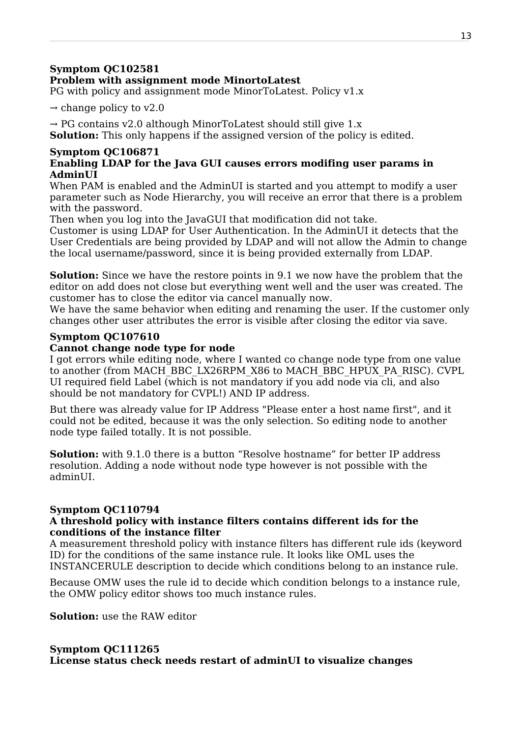**Symptom QC102581**
**Problem with assignment mode MinortoLatest**
PG with policy and assignment mode MinorToLatest. Policy v1.x

→ change policy to v2.0

→ PG contains v2.0 although MinorToLatest should still give 1.x
**Solution:** This only happens if the assigned version of the policy is edited.

**Symptom QC106871**
**Enabling LDAP for the Java GUI causes errors modifing user params in AdminUI**
When PAM is enabled and the AdminUI is started and you attempt to modify a user parameter such as Node Hierarchy, you will receive an error that there is a problem with the password.
Then when you log into the JavaGUI that modification did not take.
Customer is using LDAP for User Authentication. In the AdminUI it detects that the User Credentials are being provided by LDAP and will not allow the Admin to change the local username/password, since it is being provided externally from LDAP.

**Solution:** Since we have the restore points in 9.1 we now have the problem that the editor on add does not close but everything went well and the user was created. The customer has to close the editor via cancel manually now.
We have the same behavior when editing and renaming the user. If the customer only changes other user attributes the error is visible after closing the editor via save.

**Symptom QC107610**
**Cannot change node type for node**
I got errors while editing node, where I wanted co change node type from one value to another (from MACH_BBC_LX26RPM_X86 to MACH_BBC_HPUX_PA_RISC). CVPL UI required field Label (which is not mandatory if you add node via cli, and also should be not mandatory for CVPL!) AND IP address.

But there was already value for IP Address "Please enter a host name first", and it could not be edited, because it was the only selection. So editing node to another node type failed totally. It is not possible.

**Solution:** with 9.1.0 there is a button “Resolve hostname” for better IP address resolution. Adding a node without node type however is not possible with the adminUI.

**Symptom QC110794**
**A threshold policy with instance filters contains different ids for the conditions of the instance filter**
A measurement threshold policy with instance filters has different rule ids (keyword ID) for the conditions of the same instance rule. It looks like OML uses the INSTANCERULE description to decide which conditions belong to an instance rule.

Because OMW uses the rule id to decide which condition belongs to a instance rule, the OMW policy editor shows too much instance rules.

**Solution:** use the RAW editor

**Symptom QC111265**
**License status check needs restart of adminUI to visualize changes**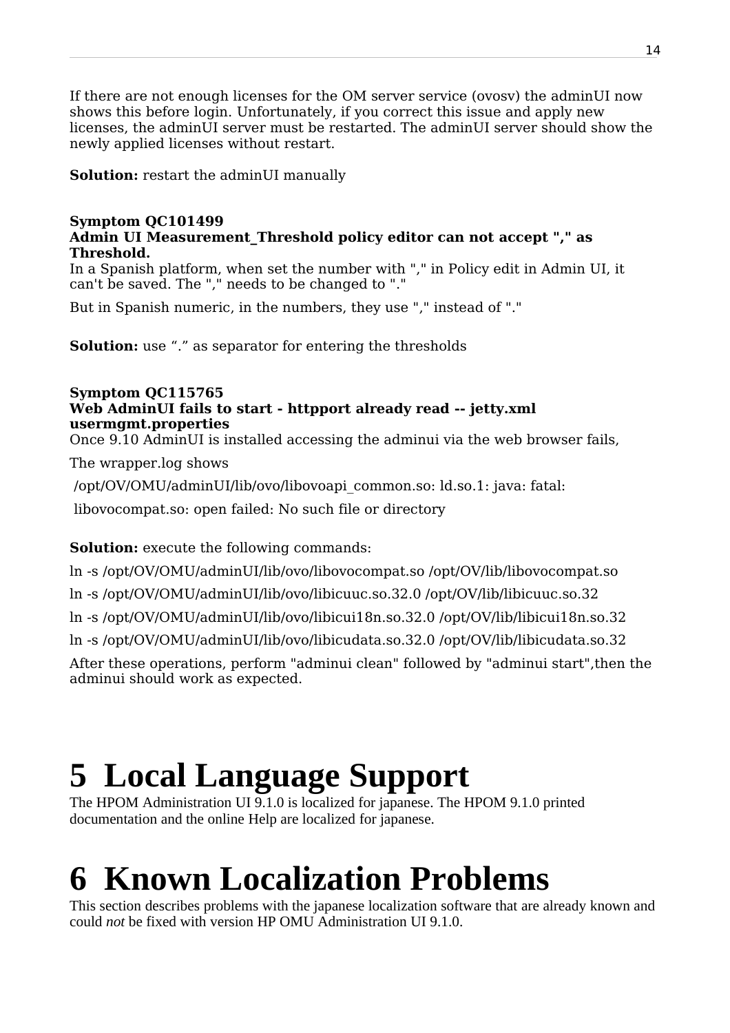If there are not enough licenses for the OM server service (ovosv) the adminUI now shows this before login. Unfortunately, if you correct this issue and apply new licenses, the adminUI server must be restarted. The adminUI server should show the newly applied licenses without restart.

**Solution:** restart the adminUI manually

**Symptom QC101499**
**Admin UI Measurement_Threshold policy editor can not accept "," as Threshold.**
In a Spanish platform, when set the number with "," in Policy edit in Admin UI, it can't be saved. The "," needs to be changed to "."

But in Spanish numeric, in the numbers, they use "," instead of "."

**Solution:** use "." as separator for entering the thresholds

**Symptom QC115765**
**Web AdminUI fails to start - httpport already read -- jetty.xml usermgmt.properties**
Once 9.10 AdminUI is installed accessing the adminui via the web browser fails,

The wrapper.log shows

/opt/OV/OMU/adminUI/lib/ovo/libovoapi_common.so: ld.so.1: java: fatal:

libovocompat.so: open failed: No such file or directory

**Solution:** execute the following commands:

ln -s /opt/OV/OMU/adminUI/lib/ovo/libovocompat.so /opt/OV/lib/libovocompat.so

ln -s /opt/OV/OMU/adminUI/lib/ovo/libicuuc.so.32.0 /opt/OV/lib/libicuuc.so.32

ln -s /opt/OV/OMU/adminUI/lib/ovo/libicui18n.so.32.0 /opt/OV/lib/libicui18n.so.32

ln -s /opt/OV/OMU/adminUI/lib/ovo/libicudata.so.32.0 /opt/OV/lib/libicudata.so.32

After these operations, perform "adminui clean" followed by "adminui start",then the adminui should work as expected.

# 5 Local Language Support

The HPOM Administration UI 9.1.0 is localized for japanese. The HPOM 9.1.0 printed documentation and the online Help are localized for japanese.

# 6 Known Localization Problems

This section describes problems with the japanese localization software that are already known and could *not* be fixed with version HP OMU Administration UI 9.1.0.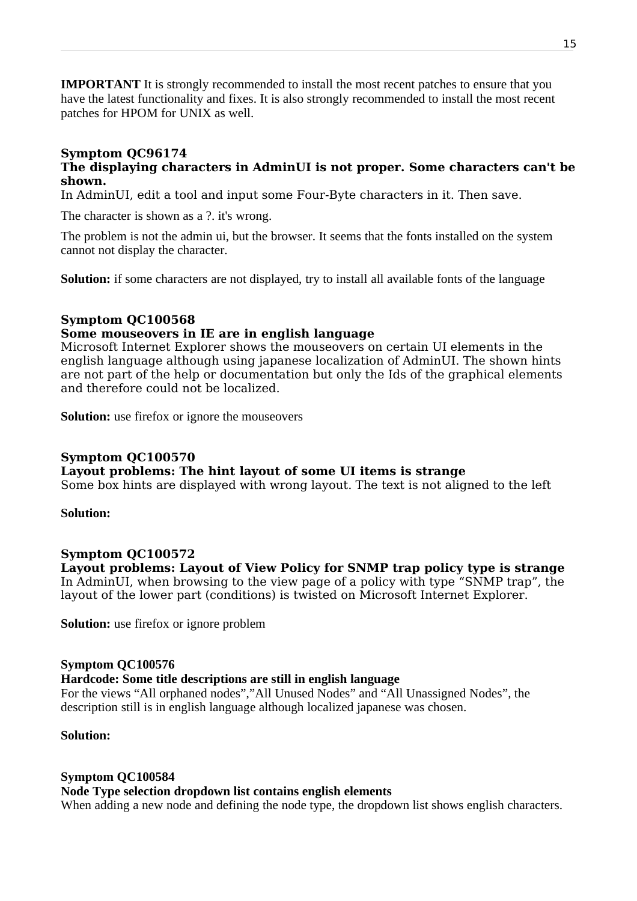**IMPORTANT** It is strongly recommended to install the most recent patches to ensure that you have the latest functionality and fixes. It is also strongly recommended to install the most recent patches for HPOM for UNIX as well.

**Symptom QC96174**
**The displaying characters in AdminUI is not proper. Some characters can't be shown.**
In AdminUI, edit a tool and input some Four-Byte characters in it. Then save.

The character is shown as a ?. it's wrong.

The problem is not the admin ui, but the browser. It seems that the fonts installed on the system cannot not display the character.

**Solution:** if some characters are not displayed, try to install all available fonts of the language

**Symptom QC100568**
**Some mouseovers in IE are in english language**
Microsoft Internet Explorer shows the mouseovers on certain UI elements in the english language although using japanese localization of AdminUI. The shown hints are not part of the help or documentation but only the Ids of the graphical elements and therefore could not be localized.

**Solution:** use firefox or ignore the mouseovers

**Symptom QC100570**
**Layout problems: The hint layout of some UI items is strange**
Some box hints are displayed with wrong layout. The text is not aligned to the left

**Solution:**

**Symptom QC100572**
**Layout problems: Layout of View Policy for SNMP trap policy type is strange**
In AdminUI, when browsing to the view page of a policy with type "SNMP trap", the layout of the lower part (conditions) is twisted on Microsoft Internet Explorer.

**Solution:** use firefox or ignore problem

**Symptom QC100576**
**Hardcode: Some title descriptions are still in english language**
For the views "All orphaned nodes","All Unused Nodes" and "All Unassigned Nodes", the description still is in english language although localized japanese was chosen.

**Solution:**

**Symptom QC100584**
**Node Type selection dropdown list contains english elements**
When adding a new node and defining the node type, the dropdown list shows english characters.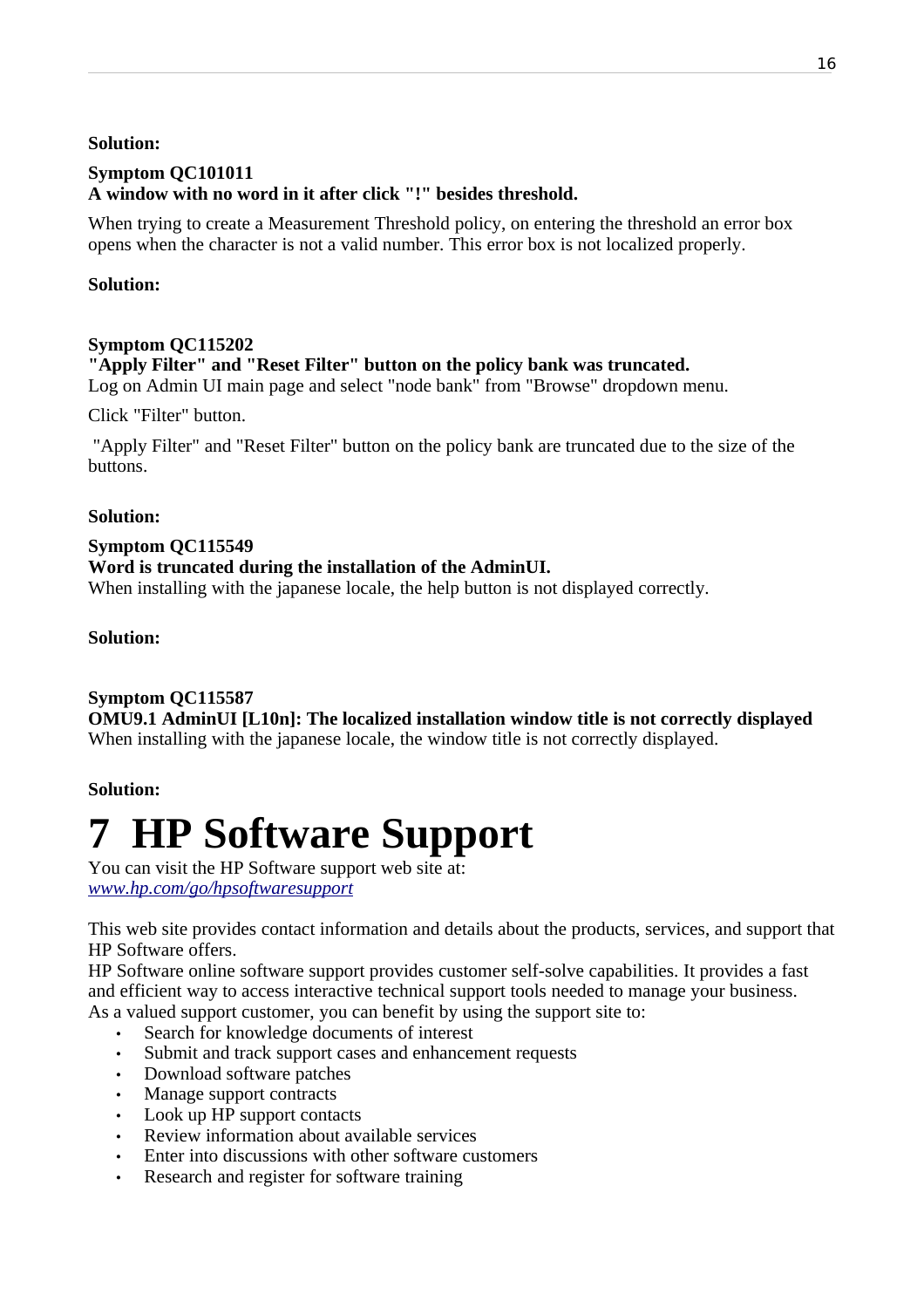**Solution:**

**Symptom QC101011**
**A window with no word in it after click "!" besides threshold.**

When trying to create a Measurement Threshold policy, on entering the threshold an error box opens when the character is not a valid number. This error box is not localized properly.

**Solution:**

**Symptom QC115202**
**"Apply Filter" and "Reset Filter" button on the policy bank was truncated.**
Log on Admin UI main page and select "node bank" from "Browse" dropdown menu.

Click "Filter" button.

"Apply Filter" and "Reset Filter" button on the policy bank are truncated due to the size of the buttons.

**Solution:**

**Symptom QC115549**
**Word is truncated during the installation of the AdminUI.**
When installing with the japanese locale, the help button is not displayed correctly.

**Solution:**

**Symptom QC115587**
**OMU9.1 AdminUI [L10n]: The localized installation window title is not correctly displayed**
When installing with the japanese locale, the window title is not correctly displayed.

**Solution:**

# 7 HP Software Support

You can visit the HP Software support web site at:
*www.hp.com/go/hpsoftwaresupport*

This web site provides contact information and details about the products, services, and support that HP Software offers.
HP Software online software support provides customer self-solve capabilities. It provides a fast and efficient way to access interactive technical support tools needed to manage your business.
As a valued support customer, you can benefit by using the support site to:

- Search for knowledge documents of interest
- Submit and track support cases and enhancement requests
- Download software patches
- Manage support contracts
- Look up HP support contacts
- Review information about available services
- Enter into discussions with other software customers
- Research and register for software training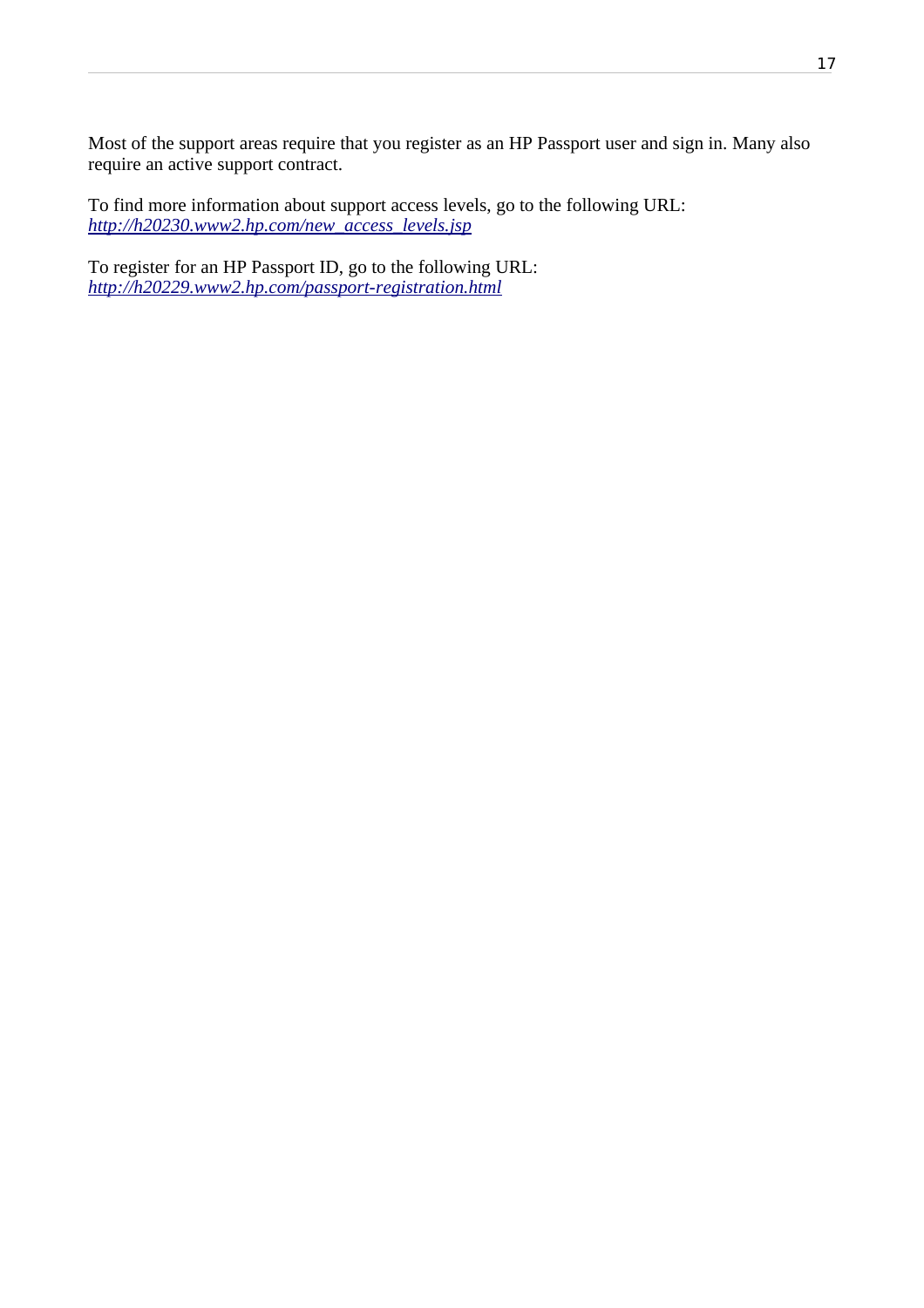Most of the support areas require that you register as an HP Passport user and sign in. Many also require an active support contract.

To find more information about support access levels, go to the following URL:
*http://h20230.www2.hp.com/new_access_levels.jsp*

To register for an HP Passport ID, go to the following URL:
*http://h20229.www2.hp.com/passport-registration.html*